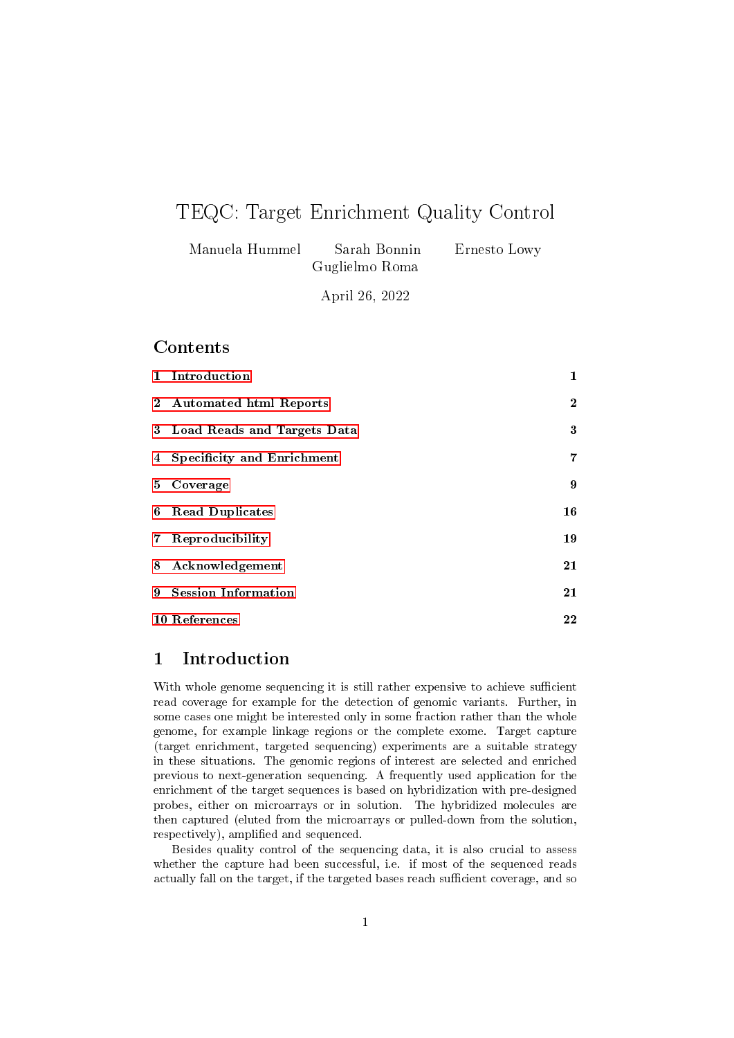# TEQC: Target Enrichment Quality Control

Manuela Hummel  Sarah Bonnin  Ernesto Lowy  Guglielmo Roma

April 26, 2022

## Contents

| | | |
|---|---|---|
| 1 | Introduction | 1 |
| 2 | Automated html Reports | 2 |
| 3 | Load Reads and Targets Data | 3 |
| 4 | Specificity and Enrichment | 7 |
| 5 | Coverage | 9 |
| 6 | Read Duplicates | 16 |
| 7 | Reproducibility | 19 |
| 8 | Acknowledgement | 21 |
| 9 | Session Information | 21 |
| 10 | References | 22 |

## 1 Introduction

With whole genome sequencing it is still rather expensive to achieve sufficient read coverage for example for the detection of genomic variants. Further, in some cases one might be interested only in some fraction rather than the whole genome, for example linkage regions or the complete exome. Target capture (target enrichment, targeted sequencing) experiments are a suitable strategy in these situations. The genomic regions of interest are selected and enriched previous to next-generation sequencing. A frequently used application for the enrichment of the target sequences is based on hybridization with pre-designed probes, either on microarrays or in solution. The hybridized molecules are then captured (eluted from the microarrays or pulled-down from the solution, respectively), amplified and sequenced.

Besides quality control of the sequencing data, it is also crucial to assess whether the capture had been successful, i.e. if most of the sequenced reads actually fall on the target, if the targeted bases reach sufficient coverage, and so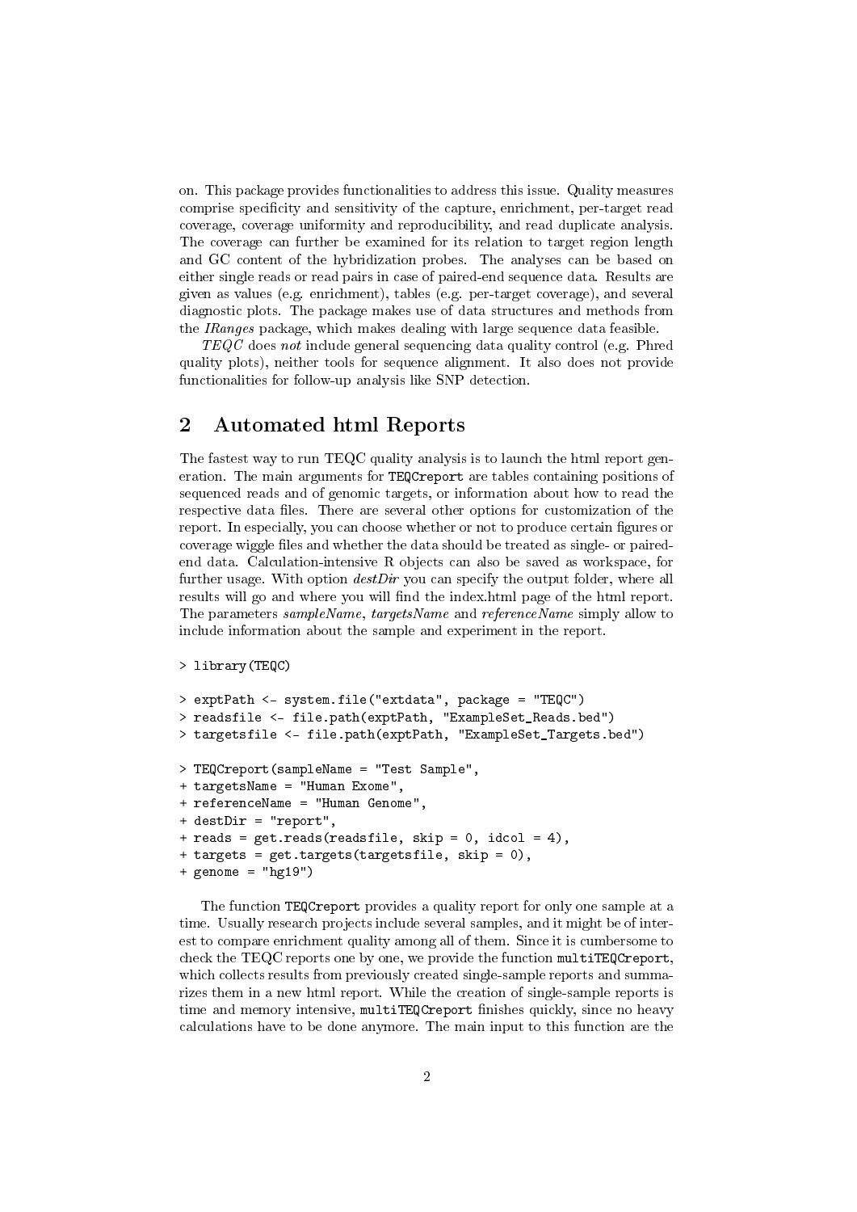on. This package provides functionalities to address this issue. Quality measures comprise specificity and sensitivity of the capture, enrichment, per-target read coverage, coverage uniformity and reproducibility, and read duplicate analysis. The coverage can further be examined for its relation to target region length and GC content of the hybridization probes. The analyses can be based on either single reads or read pairs in case of paired-end sequence data. Results are given as values (e.g. enrichment), tables (e.g. per-target coverage), and several diagnostic plots. The package makes use of data structures and methods from the *IRanges* package, which makes dealing with large sequence data feasible.

*TEQC* does *not* include general sequencing data quality control (e.g. Phred quality plots), neither tools for sequence alignment. It also does not provide functionalities for follow-up analysis like SNP detection.

## 2 Automated html Reports

The fastest way to run TEQC quality analysis is to launch the html report generation. The main arguments for `TEQCreport` are tables containing positions of sequenced reads and of genomic targets, or information about how to read the respective data files. There are several other options for customization of the report. In especially, you can choose whether or not to produce certain figures or coverage wiggle files and whether the data should be treated as single- or paired-end data. Calculation-intensive R objects can also be saved as workspace, for further usage. With option *destDir* you can specify the output folder, where all results will go and where you will find the index.html page of the html report. The parameters *sampleName*, *targetsName* and *referenceName* simply allow to include information about the sample and experiment in the report.

```
> library(TEQC)

> exptPath <- system.file("extdata", package = "TEQC")
> readsfile <- file.path(exptPath, "ExampleSet_Reads.bed")
> targetsfile <- file.path(exptPath, "ExampleSet_Targets.bed")

> TEQCreport(sampleName = "Test Sample",
+ targetsName = "Human Exome",
+ referenceName = "Human Genome",
+ destDir = "report",
+ reads = get.reads(readsfile, skip = 0, idcol = 4),
+ targets = get.targets(targetsfile, skip = 0),
+ genome = "hg19")
```

The function `TEQCreport` provides a quality report for only one sample at a time. Usually research projects include several samples, and it might be of interest to compare enrichment quality among all of them. Since it is cumbersome to check the TEQC reports one by one, we provide the function `multiTEQCreport`, which collects results from previously created single-sample reports and summarizes them in a new html report. While the creation of single-sample reports is time and memory intensive, `multiTEQCreport` finishes quickly, since no heavy calculations have to be done anymore. The main input to this function are the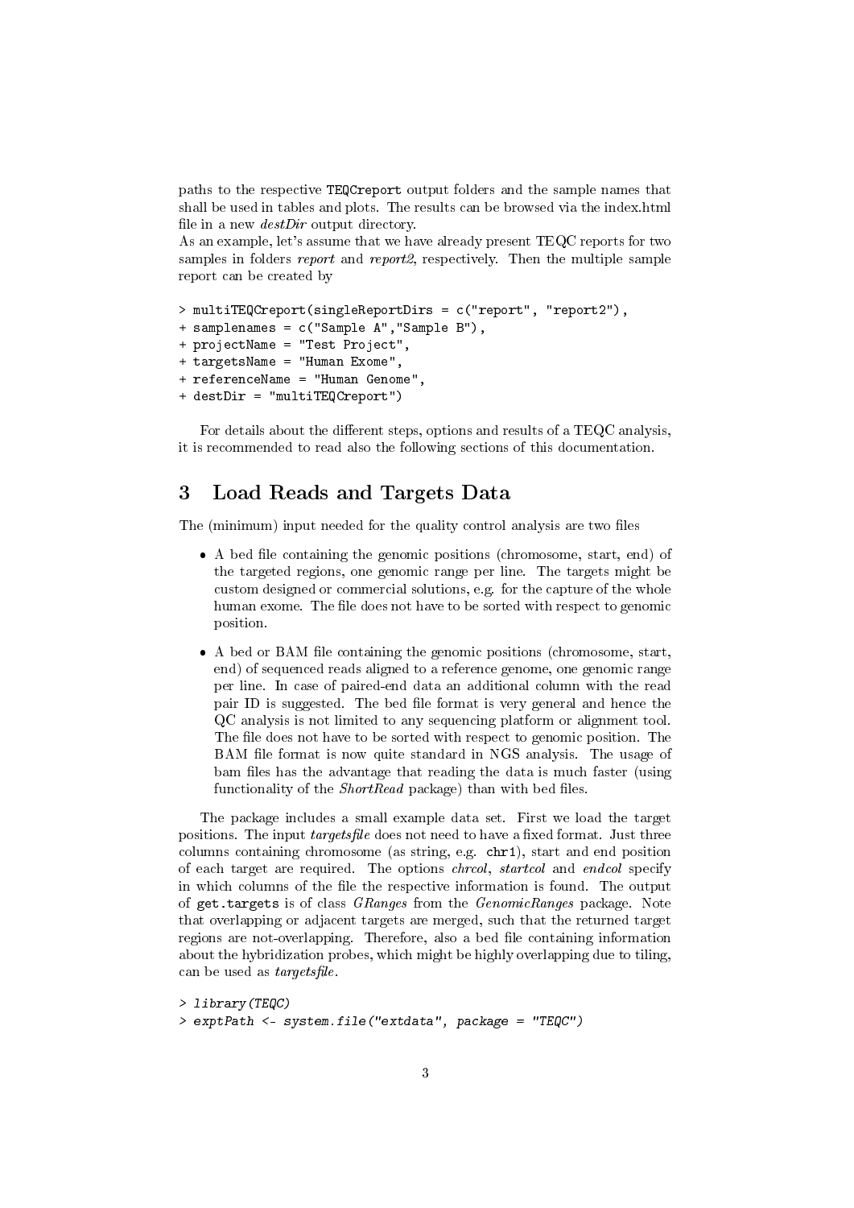paths to the respective `TEQCreport` output folders and the sample names that shall be used in tables and plots. The results can be browsed via the index.html file in a new *destDir* output directory.
As an example, let's assume that we have already present TEQC reports for two samples in folders *report* and *report2*, respectively. Then the multiple sample report can be created by

```
> multiTEQCreport(singleReportDirs = c("report", "report2"),
+ samplenames = c("Sample A","Sample B"),
+ projectName = "Test Project",
+ targetsName = "Human Exome",
+ referenceName = "Human Genome",
+ destDir = "multiTEQCreport")
```

For details about the different steps, options and results of a TEQC analysis, it is recommended to read also the following sections of this documentation.

## 3 Load Reads and Targets Data

The (minimum) input needed for the quality control analysis are two files

- A bed file containing the genomic positions (chromosome, start, end) of the targeted regions, one genomic range per line. The targets might be custom designed or commercial solutions, e.g. for the capture of the whole human exome. The file does not have to be sorted with respect to genomic position.
- A bed or BAM file containing the genomic positions (chromosome, start, end) of sequenced reads aligned to a reference genome, one genomic range per line. In case of paired-end data an additional column with the read pair ID is suggested. The bed file format is very general and hence the QC analysis is not limited to any sequencing platform or alignment tool. The file does not have to be sorted with respect to genomic position. The BAM file format is now quite standard in NGS analysis. The usage of bam files has the advantage that reading the data is much faster (using functionality of the *ShortRead* package) than with bed files.

The package includes a small example data set. First we load the target positions. The input *targetsfile* does not need to have a fixed format. Just three columns containing chromosome (as string, e.g. `chr1`), start and end position of each target are required. The options *chrcol*, *startcol* and *endcol* specify in which columns of the file the respective information is found. The output of `get.targets` is of class *GRanges* from the *GenomicRanges* package. Note that overlapping or adjacent targets are merged, such that the returned target regions are not-overlapping. Therefore, also a bed file containing information about the hybridization probes, which might be highly overlapping due to tiling, can be used as *targetsfile*.

```
> library(TEQC)
> exptPath <- system.file("extdata", package = "TEQC")
```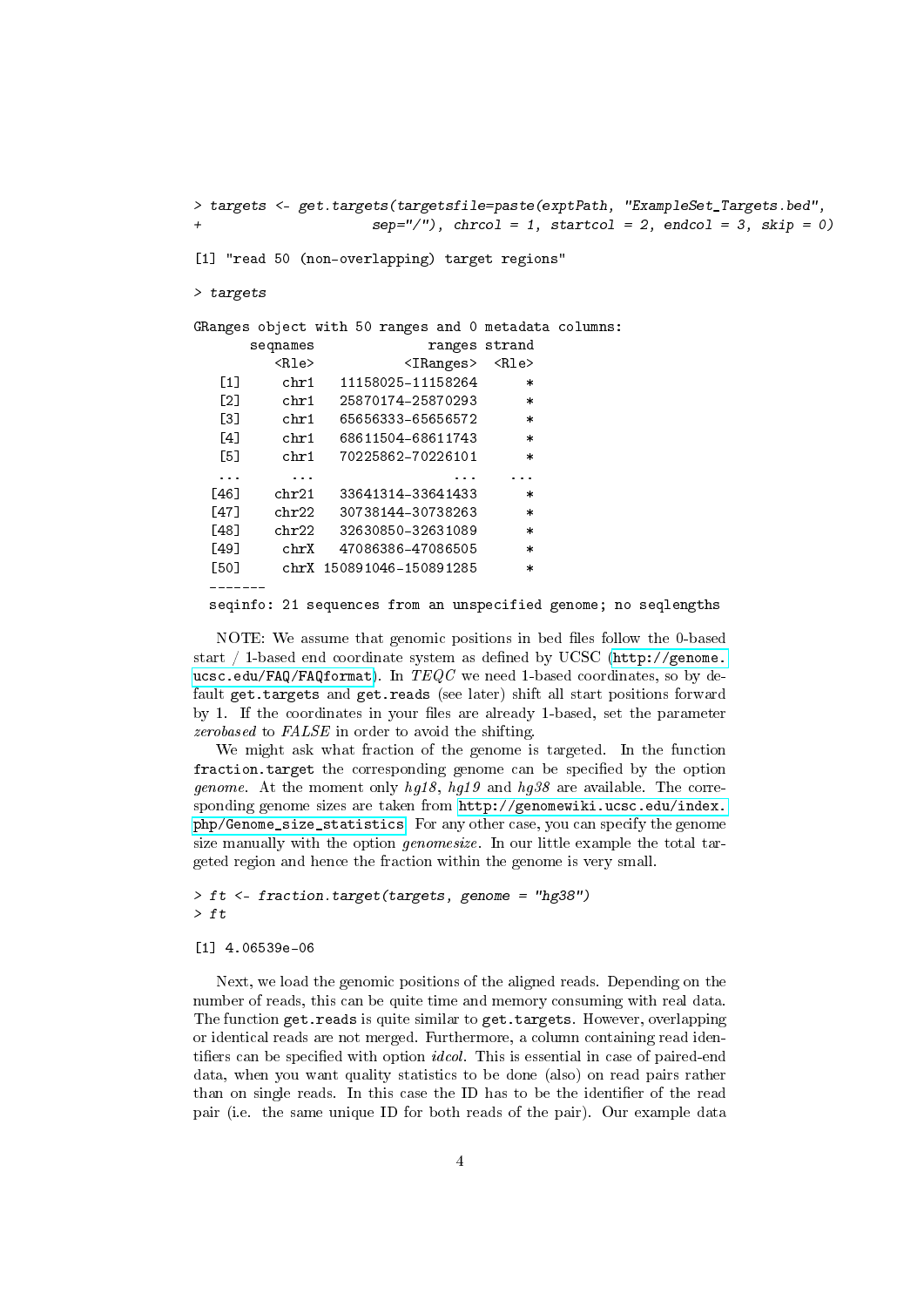```
> targets <- get.targets(targetsfile=paste(exptPath, "ExampleSet_Targets.bed",
+                      sep="/"), chrcol = 1, startcol = 2, endcol = 3, skip = 0)

[1] "read 50 (non-overlapping) target regions"

> targets

GRanges object with 50 ranges and 0 metadata columns:
       seqnames              ranges strand
          <Rle>           <IRanges>  <Rle>
   [1]     chr1   11158025-11158264      *
   [2]     chr1   25870174-25870293      *
   [3]     chr1   65656333-65656572      *
   [4]     chr1   68611504-68611743      *
   [5]     chr1   70225862-70226101      *
   ...      ...                 ...    ...
  [46]    chr21   33641314-33641433      *
  [47]    chr22   30738144-30738263      *
  [48]    chr22   32630850-32631089      *
  [49]     chrX   47086386-47086505      *
  [50]     chrX 150891046-150891285      *
  -------
  seqinfo: 21 sequences from an unspecified genome; no seqlengths
```

NOTE: We assume that genomic positions in bed files follow the 0-based start / 1-based end coordinate system as defined by UCSC (http://genome.ucsc.edu/FAQ/FAQformat). In *TEQC* we need 1-based coordinates, so by default `get.targets` and `get.reads` (see later) shift all start positions forward by 1. If the coordinates in your files are already 1-based, set the parameter *zerobased* to *FALSE* in order to avoid the shifting.

We might ask what fraction of the genome is targeted. In the function `fraction.target` the corresponding genome can be specified by the option *genome*. At the moment only *hg18*, *hg19* and *hg38* are available. The corresponding genome sizes are taken from http://genomewiki.ucsc.edu/index.php/Genome_size_statistics. For any other case, you can specify the genome size manually with the option *genomesize*. In our little example the total targeted region and hence the fraction within the genome is very small.

```
> ft <- fraction.target(targets, genome = "hg38")
> ft

[1] 4.06539e-06
```

Next, we load the genomic positions of the aligned reads. Depending on the number of reads, this can be quite time and memory consuming with real data. The function `get.reads` is quite similar to `get.targets`. However, overlapping or identical reads are not merged. Furthermore, a column containing read identifiers can be specified with option *idcol*. This is essential in case of paired-end data, when you want quality statistics to be done (also) on read pairs rather than on single reads. In this case the ID has to be the identifier of the read pair (i.e. the same unique ID for both reads of the pair). Our example data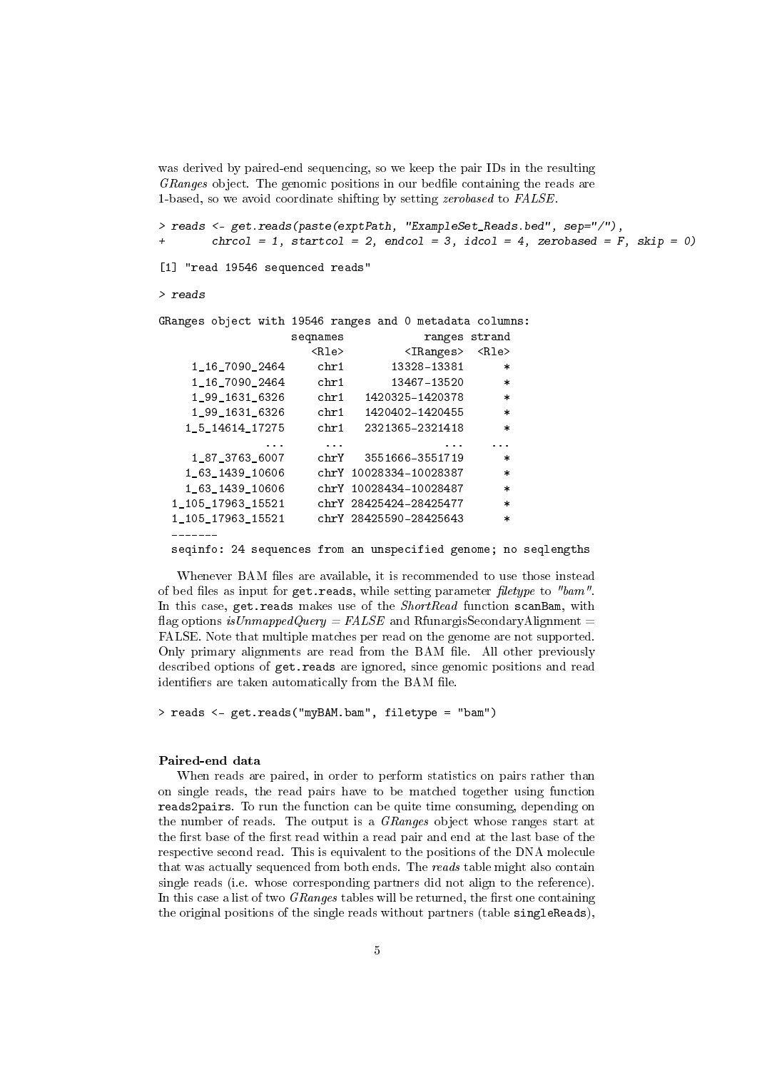was derived by paired-end sequencing, so we keep the pair IDs in the resulting *GRanges* object. The genomic positions in our bedfile containing the reads are 1-based, so we avoid coordinate shifting by setting *zerobased* to *FALSE*.

```
> reads <- get.reads(paste(exptPath, "ExampleSet_Reads.bed", sep="/"),
+       chrcol = 1, startcol = 2, endcol = 3, idcol = 4, zerobased = F, skip = 0)

[1] "read 19546 sequenced reads"

> reads

GRanges object with 19546 ranges and 0 metadata columns:
                  seqnames            ranges strand
                     <Rle>         <IRanges>  <Rle>
     1_16_7090_2464     chr1       13328-13381      *
     1_16_7090_2464     chr1       13467-13520      *
     1_99_1631_6326     chr1   1420325-1420378      *
     1_99_1631_6326     chr1   1420402-1420455      *
    1_5_14614_17275     chr1   2321365-2321418      *
                ...      ...               ...    ...
     1_87_3763_6007     chrY   3551666-3551719      *
    1_63_1439_10606     chrY 10028334-10028387      *
    1_63_1439_10606     chrY 10028434-10028487      *
  1_105_17963_15521     chrY 28425424-28425477      *
  1_105_17963_15521     chrY 28425590-28425643      *
  -------
  seqinfo: 24 sequences from an unspecified genome; no seqlengths
```

Whenever BAM files are available, it is recommended to use those instead of bed files as input for `get.reads`, while setting parameter *filetype* to *"bam"*. In this case, `get.reads` makes use of the *ShortRead* function `scanBam`, with flag options *isUnmappedQuery = FALSE* and RfunargisSecondaryAlignment = FALSE. Note that multiple matches per read on the genome are not supported. Only primary alignments are read from the BAM file. All other previously described options of `get.reads` are ignored, since genomic positions and read identifiers are taken automatically from the BAM file.

```
> reads <- get.reads("myBAM.bam", filetype = "bam")
```

**Paired-end data**

When reads are paired, in order to perform statistics on pairs rather than on single reads, the read pairs have to be matched together using function `reads2pairs`. To run the function can be quite time consuming, depending on the number of reads. The output is a *GRanges* object whose ranges start at the first base of the first read within a read pair and end at the last base of the respective second read. This is equivalent to the positions of the DNA molecule that was actually sequenced from both ends. The *reads* table might also contain single reads (i.e. whose corresponding partners did not align to the reference). In this case a list of two *GRanges* tables will be returned, the first one containing the original positions of the single reads without partners (table `singleReads`),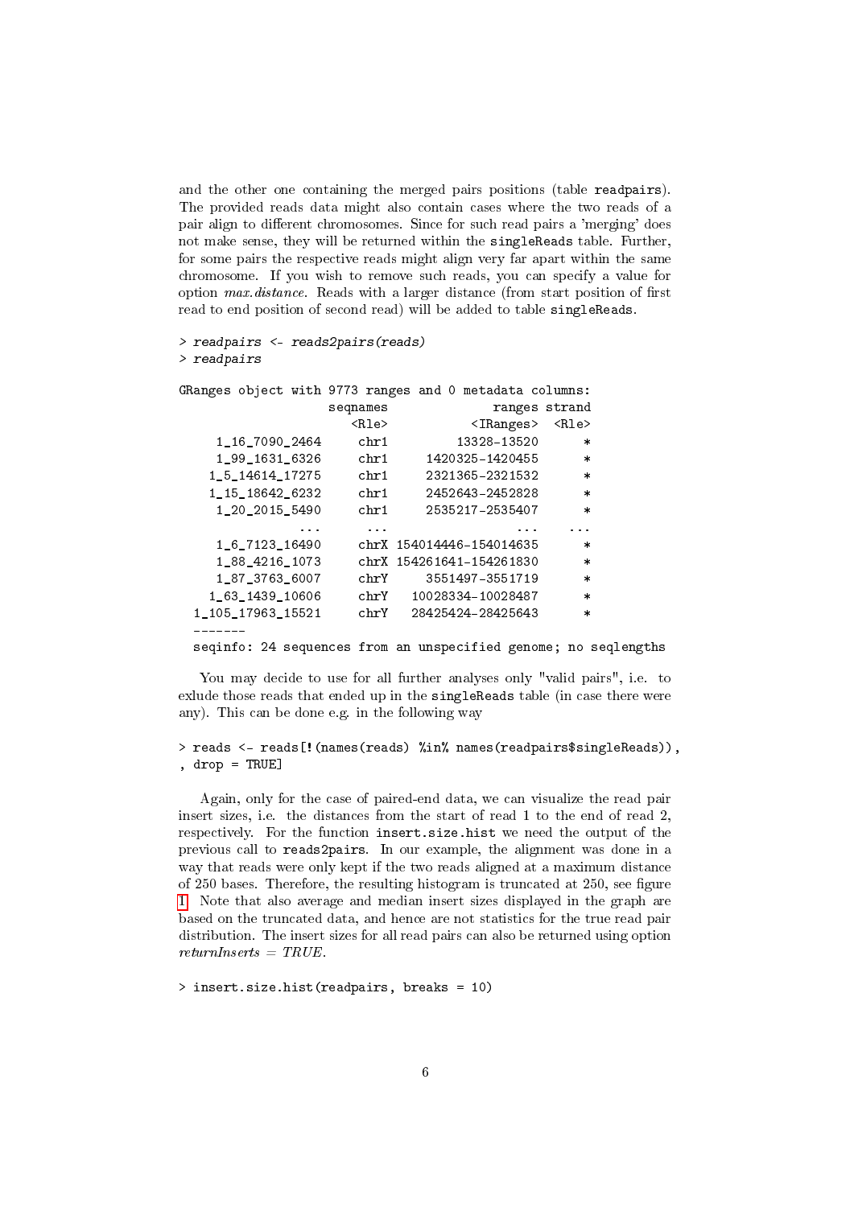and the other one containing the merged pairs positions (table readpairs). The provided reads data might also contain cases where the two reads of a pair align to different chromosomes. Since for such read pairs a 'merging' does not make sense, they will be returned within the singleReads table. Further, for some pairs the respective reads might align very far apart within the same chromosome. If you wish to remove such reads, you can specify a value for option *max.distance*. Reads with a larger distance (from start position of first read to end position of second read) will be added to table singleReads.

```
> readpairs <- reads2pairs(reads)
> readpairs

GRanges object with 9773 ranges and 0 metadata columns:
                   seqnames              ranges strand
                      <Rle>           <IRanges>  <Rle>
     1_16_7090_2464     chr1         13328-13520      *
     1_99_1631_6326     chr1     1420325-1420455      *
    1_5_14614_17275     chr1     2321365-2321532      *
    1_15_18642_6232     chr1     2452643-2452828      *
     1_20_2015_5490     chr1     2535217-2535407      *
                ...      ...                 ...    ...
     1_6_7123_16490     chrX 154014446-154014635      *
     1_88_4216_1073     chrX 154261641-154261830      *
     1_87_3763_6007     chrY     3551497-3551719      *
    1_63_1439_10606     chrY   10028334-10028487      *
  1_105_17963_15521     chrY   28425424-28425643      *
  -------
  seqinfo: 24 sequences from an unspecified genome; no seqlengths
```

You may decide to use for all further analyses only "valid pairs", i.e. to exlude those reads that ended up in the singleReads table (in case there were any). This can be done e.g. in the following way

```
> reads <- reads[!(names(reads) %in% names(readpairs$singleReads)),
, drop = TRUE]
```

Again, only for the case of paired-end data, we can visualize the read pair insert sizes, i.e. the distances from the start of read 1 to the end of read 2, respectively. For the function insert.size.hist we need the output of the previous call to reads2pairs. In our example, the alignment was done in a way that reads were only kept if the two reads aligned at a maximum distance of 250 bases. Therefore, the resulting histogram is truncated at 250, see figure 1. Note that also average and median insert sizes displayed in the graph are based on the truncated data, and hence are not statistics for the true read pair distribution. The insert sizes for all read pairs can also be returned using option *returnInserts = TRUE*.

```
> insert.size.hist(readpairs, breaks = 10)
```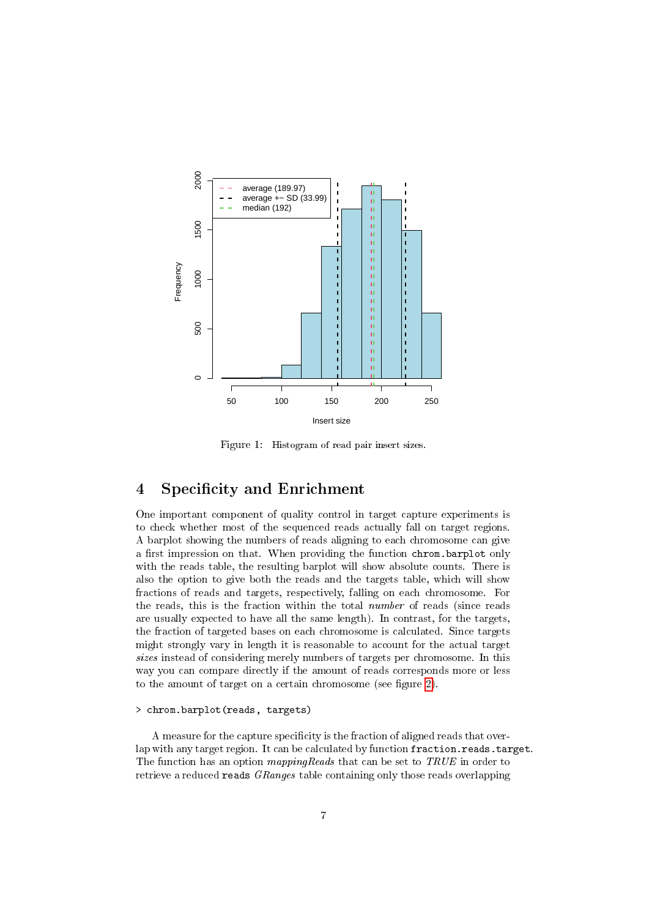Figure 1: Histogram of read pair insert sizes.

## 4 Specificity and Enrichment

One important component of quality control in target capture experiments is to check whether most of the sequenced reads actually fall on target regions. A barplot showing the numbers of reads aligning to each chromosome can give a first impression on that. When providing the function `chrom.barplot` only with the reads table, the resulting barplot will show absolute counts. There is also the option to give both the reads and the targets table, which will show fractions of reads and targets, respectively, falling on each chromosome. For the reads, this is the fraction within the total *number* of reads (since reads are usually expected to have all the same length). In contrast, for the targets, the fraction of targeted bases on each chromosome is calculated. Since targets might strongly vary in length it is reasonable to account for the actual target *sizes* instead of considering merely numbers of targets per chromosome. In this way you can compare directly if the amount of reads corresponds more or less to the amount of target on a certain chromosome (see figure 2).

```
> chrom.barplot(reads, targets)
```

A measure for the capture specificity is the fraction of aligned reads that overlap with any target region. It can be calculated by function `fraction.reads.target`. The function has an option *mappingReads* that can be set to *TRUE* in order to retrieve a reduced `reads` *GRanges* table containing only those reads overlapping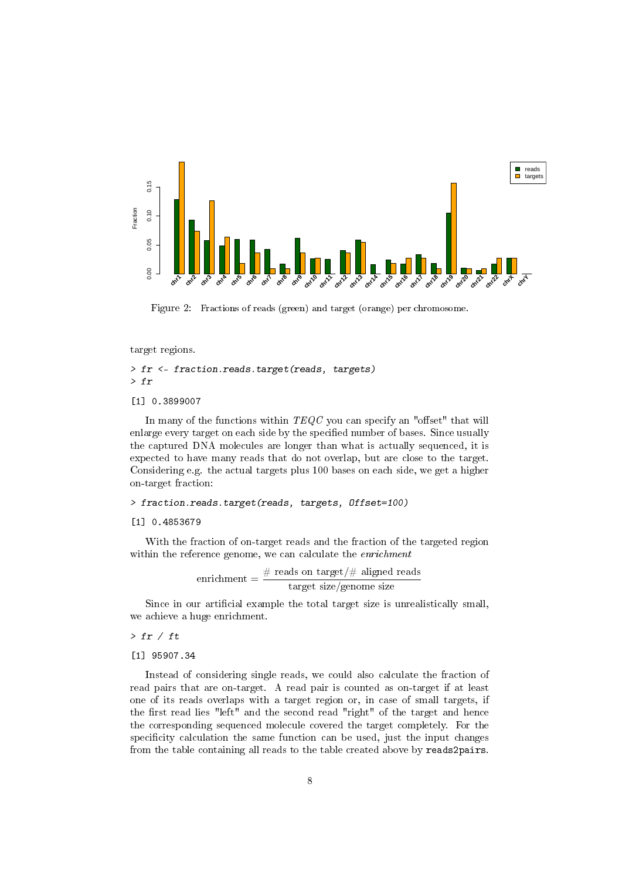Figure 2: Fractions of reads (green) and target (orange) per chromosome.

target regions.

```
> fr <- fraction.reads.target(reads, targets)
> fr
```

```
[1] 0.3899007
```

In many of the functions within *TEQC* you can specify an "offset" that will enlarge every target on each side by the specified number of bases. Since usually the captured DNA molecules are longer than what is actually sequenced, it is expected to have many reads that do not overlap, but are close to the target. Considering e.g. the actual targets plus 100 bases on each side, we get a higher on-target fraction:

```
> fraction.reads.target(reads, targets, Offset=100)
```

```
[1] 0.4853679
```

With the fraction of on-target reads and the fraction of the targeted region within the reference genome, we can calculate the *enrichment*

$$\text{enrichment} = \frac{\#\text{ reads on target}/\#\text{ aligned reads}}{\text{target size}/\text{genome size}}$$

Since in our artificial example the total target size is unrealistically small, we achieve a huge enrichment.

```
> fr / ft
```

```
[1] 95907.34
```

Instead of considering single reads, we could also calculate the fraction of read pairs that are on-target. A read pair is counted as on-target if at least one of its reads overlaps with a target region or, in case of small targets, if the first read lies "left" and the second read "right" of the target and hence the corresponding sequenced molecule covered the target completely. For the specificity calculation the same function can be used, just the input changes from the table containing all reads to the table created above by `reads2pairs`.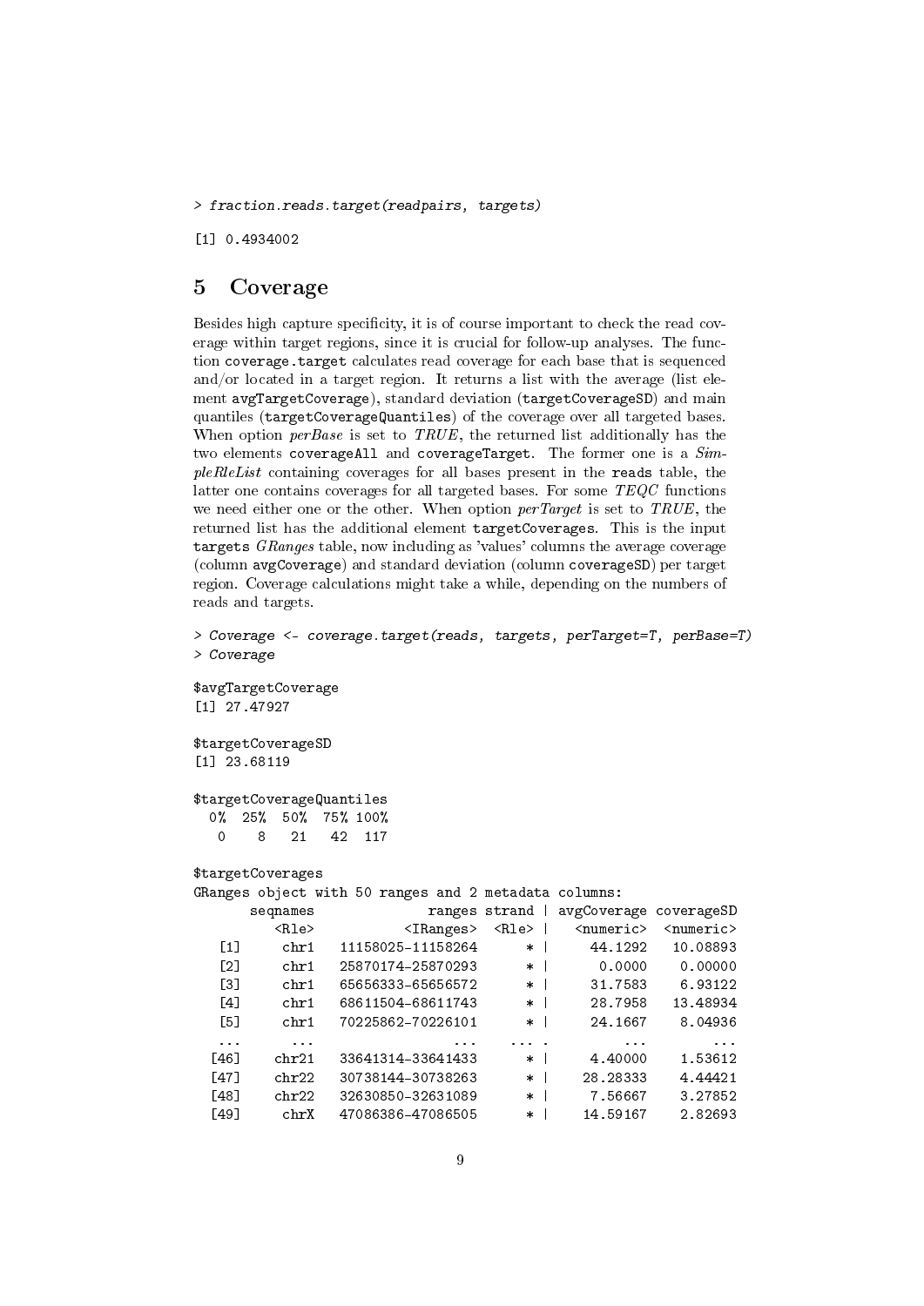```
> fraction.reads.target(readpairs, targets)

[1] 0.4934002
```

## 5 Coverage

Besides high capture specificity, it is of course important to check the read coverage within target regions, since it is crucial for follow-up analyses. The function `coverage.target` calculates read coverage for each base that is sequenced and/or located in a target region. It returns a list with the average (list element `avgTargetCoverage`), standard deviation (`targetCoverageSD`) and main quantiles (`targetCoverageQuantiles`) of the coverage over all targeted bases. When option *perBase* is set to *TRUE*, the returned list additionally has the two elements `coverageAll` and `coverageTarget`. The former one is a *SimpleRleList* containing coverages for all bases present in the `reads` table, the latter one contains coverages for all targeted bases. For some *TEQC* functions we need either one or the other. When option *perTarget* is set to *TRUE*, the returned list has the additional element `targetCoverages`. This is the input `targets` *GRanges* table, now including as 'values' columns the average coverage (column `avgCoverage`) and standard deviation (column `coverageSD`) per target region. Coverage calculations might take a while, depending on the numbers of reads and targets.

```
> Coverage <- coverage.target(reads, targets, perTarget=T, perBase=T)
> Coverage

$avgTargetCoverage
[1] 27.47927

$targetCoverageSD
[1] 23.68119

$targetCoverageQuantiles
  0%  25%  50%  75% 100%
   0    8   21   42  117

$targetCoverages
GRanges object with 50 ranges and 2 metadata columns:
       seqnames            ranges strand | avgCoverage coverageSD
          <Rle>         <IRanges>  <Rle> |   <numeric>  <numeric>
   [1]     chr1 11158025-11158264      * |     44.1292   10.08893
   [2]     chr1 25870174-25870293      * |      0.0000    0.00000
   [3]     chr1 65656333-65656572      * |     31.7583    6.93122
   [4]     chr1 68611504-68611743      * |     28.7958   13.48934
   [5]     chr1 70225862-70226101      * |     24.1667    8.04936
   ...      ...               ...    ... .         ...        ...
  [46]    chr21 33641314-33641433      * |     4.40000    1.53612
  [47]    chr22 30738144-30738263      * |    28.28333    4.44421
  [48]    chr22 32630850-32631089      * |     7.56667    3.27852
  [49]     chrX 47086386-47086505      * |    14.59167    2.82693
```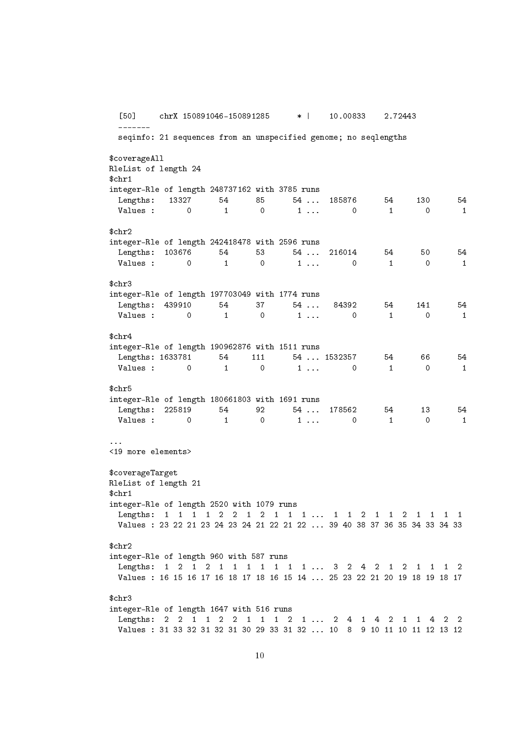```
  [50]     chrX 150891046-150891285      * |    10.00833    2.72443
  -------
  seqinfo: 21 sequences from an unspecified genome; no seqlengths

$coverageAll
RleList of length 24
$chr1
integer-Rle of length 248737162 with 3785 runs
  Lengths:   13327      54      85      54 ...  185876      54     130      54
  Values :       0       1       0       1 ...       0       1       0       1

$chr2
integer-Rle of length 242418478 with 2596 runs
  Lengths:  103676      54      53      54 ...  216014      54      50      54
  Values :       0       1       0       1 ...       0       1       0       1

$chr3
integer-Rle of length 197703049 with 1774 runs
  Lengths:  439910      54      37      54 ...   84392      54     141      54
  Values :       0       1       0       1 ...       0       1       0       1

$chr4
integer-Rle of length 190962876 with 1511 runs
  Lengths: 1633781      54     111      54 ... 1532357      54      66      54
  Values :       0       1       0       1 ...       0       1       0       1

$chr5
integer-Rle of length 180661803 with 1691 runs
  Lengths:  225819      54      92      54 ...  178562      54      13      54
  Values :       0       1       0       1 ...       0       1       0       1

...
<19 more elements>

$coverageTarget
RleList of length 21
$chr1
integer-Rle of length 2520 with 1079 runs
  Lengths:  1  1  1  1  2  2  1  2  1  1  1 ...  1  1  2  1  1  2  1  1  1  1
  Values : 23 22 21 23 24 23 24 21 22 21 22 ... 39 40 38 37 36 35 34 33 34 33

$chr2
integer-Rle of length 960 with 587 runs
  Lengths:  1  2  1  2  1  1  1  1  1  1  1 ...  3  2  4  2  1  2  1  1  1  2
  Values : 16 15 16 17 16 18 17 18 16 15 14 ... 25 23 22 21 20 19 18 19 18 17

$chr3
integer-Rle of length 1647 with 516 runs
  Lengths:  2  2  1  1  2  2  1  1  1  2  1 ...  2  4  1  4  2  1  1  4  2  2
  Values : 31 33 32 31 32 31 30 29 33 31 32 ... 10  8  9 10 11 10 11 12 13 12
```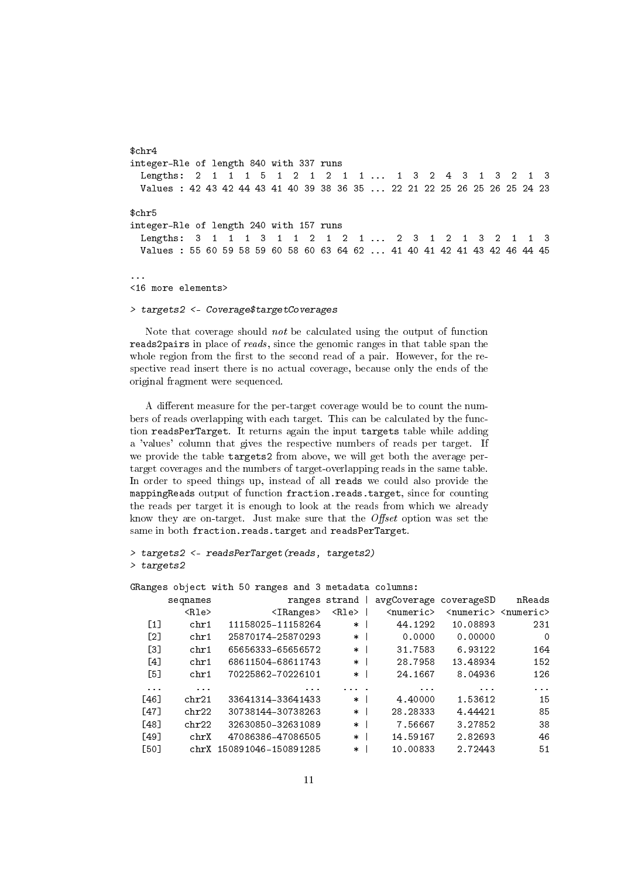```
$chr4
integer-Rle of length 840 with 337 runs
  Lengths:  2  1  1  1  5  1  2  1  2  1  1 ...  1  3  2  4  3  1  3  2  1  3
  Values : 42 43 42 44 43 41 40 39 38 36 35 ... 22 21 22 25 26 25 26 25 24 23

$chr5
integer-Rle of length 240 with 157 runs
  Lengths:  3  1  1  1  3  1  1  2  1  2  1 ...  2  3  1  2  1  3  2  1  1  3
  Values : 55 60 59 58 59 60 58 60 63 64 62 ... 41 40 41 42 41 43 42 46 44 45

...
<16 more elements>
```

```
> targets2 <- Coverage$targetCoverages
```

Note that coverage should *not* be calculated using the output of function reads2pairs in place of *reads*, since the genomic ranges in that table span the whole region from the first to the second read of a pair. However, for the respective read insert there is no actual coverage, because only the ends of the original fragment were sequenced.

A different measure for the per-target coverage would be to count the numbers of reads overlapping with each target. This can be calculated by the function readsPerTarget. It returns again the input targets table while adding a 'values' column that gives the respective numbers of reads per target. If we provide the table targets2 from above, we will get both the average per-target coverages and the numbers of target-overlapping reads in the same table. In order to speed things up, instead of all reads we could also provide the mappingReads output of function fraction.reads.target, since for counting the reads per target it is enough to look at the reads from which we already know they are on-target. Just make sure that the *Offset* option was set the same in both fraction.reads.target and readsPerTarget.

```
> targets2 <- readsPerTarget(reads, targets2)
> targets2
```

```
GRanges object with 50 ranges and 3 metadata columns:
       seqnames              ranges strand | avgCoverage coverageSD    nReads
          <Rle>           <IRanges>  <Rle> |   <numeric>  <numeric> <numeric>
   [1]     chr1   11158025-11158264      * |     44.1292   10.08893       231
   [2]     chr1   25870174-25870293      * |      0.0000    0.00000         0
   [3]     chr1   65656333-65656572      * |     31.7583    6.93122       164
   [4]     chr1   68611504-68611743      * |     28.7958   13.48934       152
   [5]     chr1   70225862-70226101      * |     24.1667    8.04936       126
   ...      ...                 ...    ... .         ...        ...       ...
  [46]    chr21   33641314-33641433      * |     4.40000    1.53612        15
  [47]    chr22   30738144-30738263      * |    28.28333    4.44421        85
  [48]    chr22   32630850-32631089      * |     7.56667    3.27852        38
  [49]     chrX   47086386-47086505      * |    14.59167    2.82693        46
  [50]     chrX 150891046-150891285      * |    10.00833    2.72443        51
```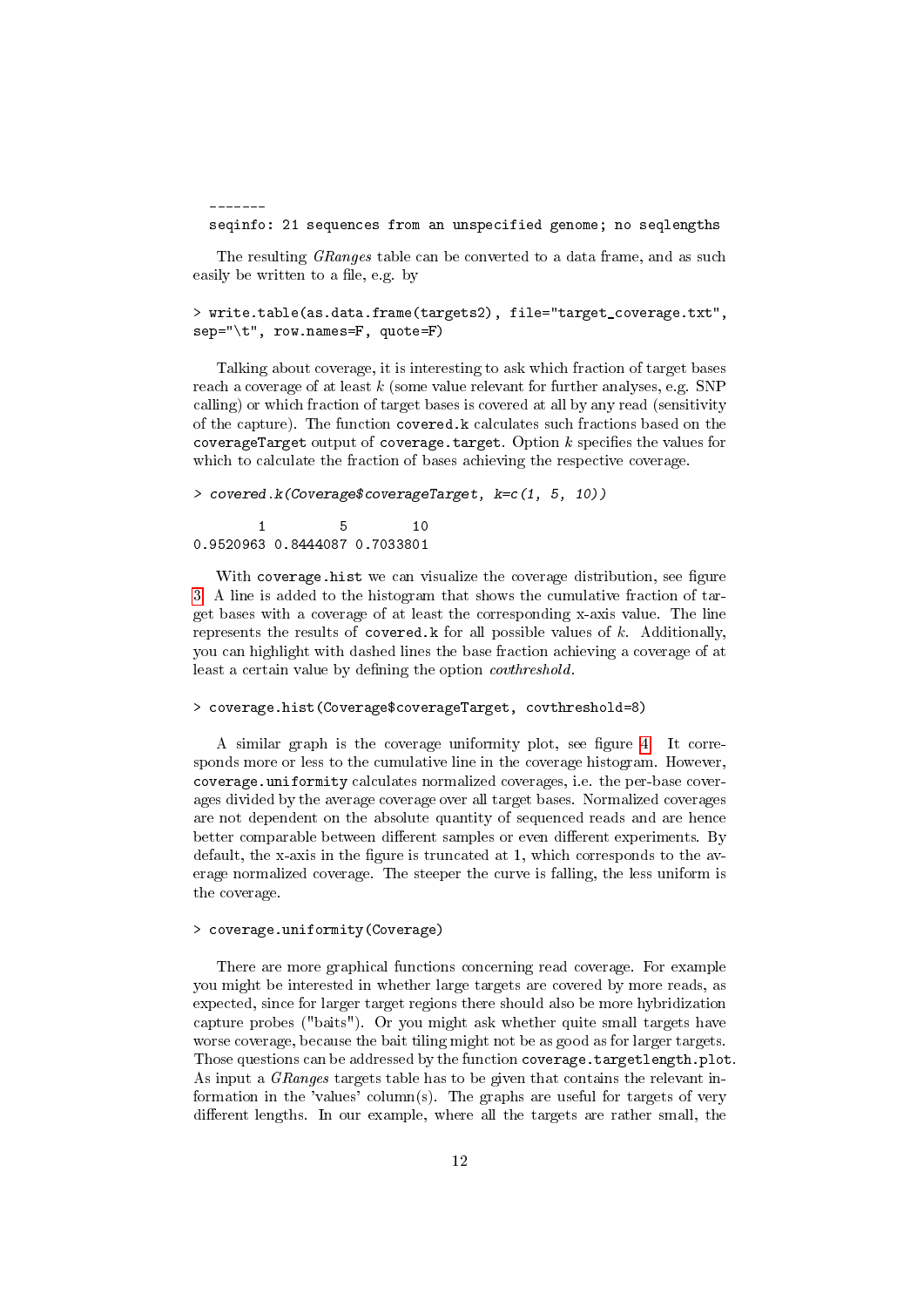```
-------
seqinfo: 21 sequences from an unspecified genome; no seqlengths
```

The resulting *GRanges* table can be converted to a data frame, and as such easily be written to a file, e.g. by

```
> write.table(as.data.frame(targets2), file="target_coverage.txt",
sep="\t", row.names=F, quote=F)
```

Talking about coverage, it is interesting to ask which fraction of target bases reach a coverage of at least $k$ (some value relevant for further analyses, e.g. SNP calling) or which fraction of target bases is covered at all by any read (sensitivity of the capture). The function `covered.k` calculates such fractions based on the `coverageTarget` output of `coverage.target`. Option $k$ specifies the values for which to calculate the fraction of bases achieving the respective coverage.

```
> covered.k(Coverage$coverageTarget, k=c(1, 5, 10))

        1         5        10
0.9520963 0.8444087 0.7033801
```

With `coverage.hist` we can visualize the coverage distribution, see figure 3. A line is added to the histogram that shows the cumulative fraction of target bases with a coverage of at least the corresponding x-axis value. The line represents the results of `covered.k` for all possible values of $k$. Additionally, you can highlight with dashed lines the base fraction achieving a coverage of at least a certain value by defining the option *covthreshold*.

```
> coverage.hist(Coverage$coverageTarget, covthreshold=8)
```

A similar graph is the coverage uniformity plot, see figure 4. It corresponds more or less to the cumulative line in the coverage histogram. However, `coverage.uniformity` calculates normalized coverages, i.e. the per-base coverages divided by the average coverage over all target bases. Normalized coverages are not dependent on the absolute quantity of sequenced reads and are hence better comparable between different samples or even different experiments. By default, the x-axis in the figure is truncated at 1, which corresponds to the average normalized coverage. The steeper the curve is falling, the less uniform is the coverage.

```
> coverage.uniformity(Coverage)
```

There are more graphical functions concerning read coverage. For example you might be interested in whether large targets are covered by more reads, as expected, since for larger target regions there should also be more hybridization capture probes ("baits"). Or you might ask whether quite small targets have worse coverage, because the bait tiling might not be as good as for larger targets. Those questions can be addressed by the function `coverage.targetlength.plot`. As input a *GRanges* targets table has to be given that contains the relevant information in the 'values' column(s). The graphs are useful for targets of very different lengths. In our example, where all the targets are rather small, the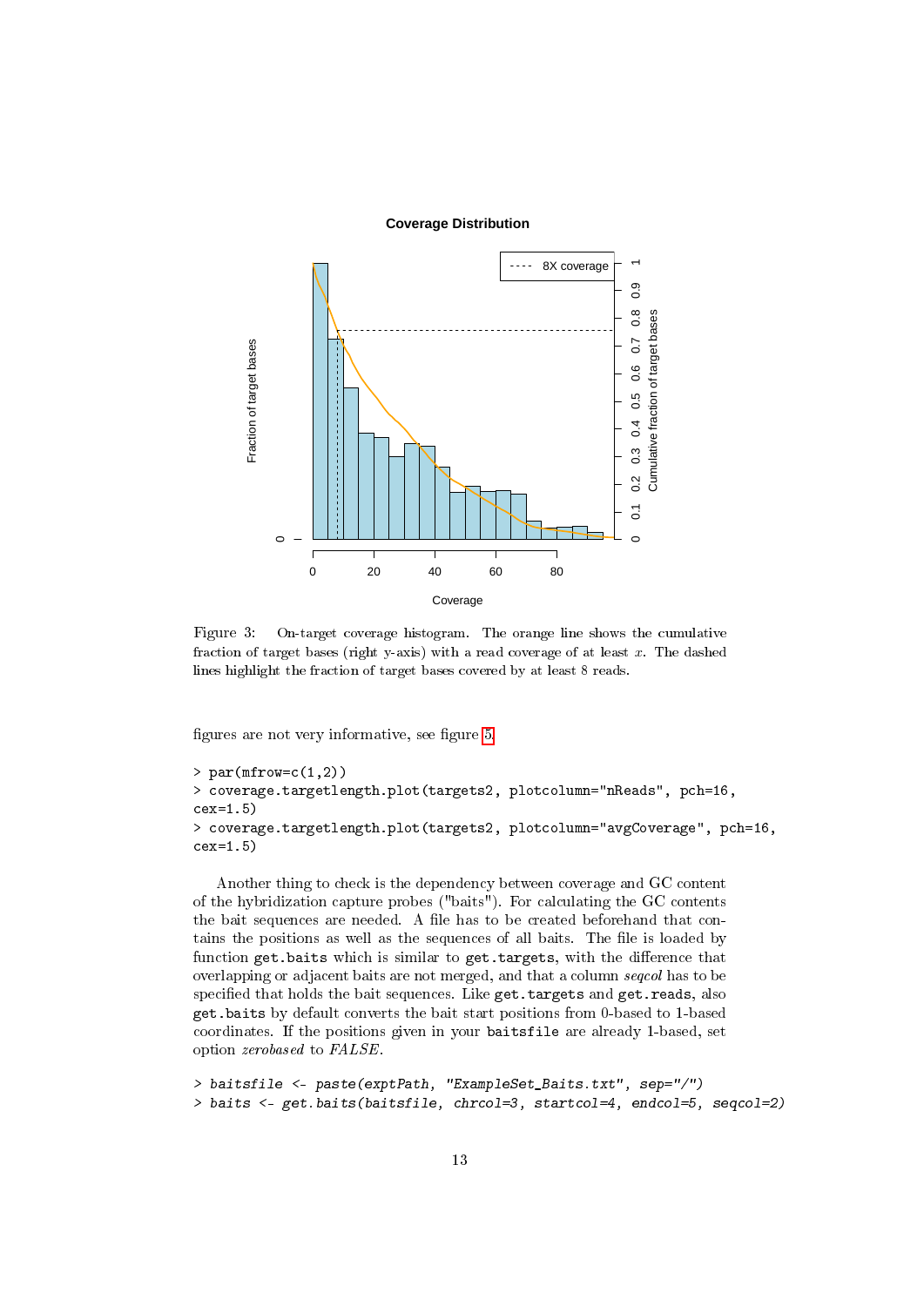Figure 3: On-target coverage histogram. The orange line shows the cumulative fraction of target bases (right y-axis) with a read coverage of at least $x$. The dashed lines highlight the fraction of target bases covered by at least 8 reads.

figures are not very informative, see figure 5.

```
> par(mfrow=c(1,2))
> coverage.targetlength.plot(targets2, plotcolumn="nReads", pch=16,
cex=1.5)
> coverage.targetlength.plot(targets2, plotcolumn="avgCoverage", pch=16,
cex=1.5)
```

Another thing to check is the dependency between coverage and GC content of the hybridization capture probes ("baits"). For calculating the GC contents the bait sequences are needed. A file has to be created beforehand that contains the positions as well as the sequences of all baits. The file is loaded by function `get.baits` which is similar to `get.targets`, with the difference that overlapping or adjacent baits are not merged, and that a column *seqcol* has to be specified that holds the bait sequences. Like `get.targets` and `get.reads`, also `get.baits` by default converts the bait start positions from 0-based to 1-based coordinates. If the positions given in your `baitsfile` are already 1-based, set option *zerobased* to *FALSE*.

```
> baitsfile <- paste(exptPath, "ExampleSet_Baits.txt", sep="/")
> baits <- get.baits(baitsfile, chrcol=3, startcol=4, endcol=5, seqcol=2)
```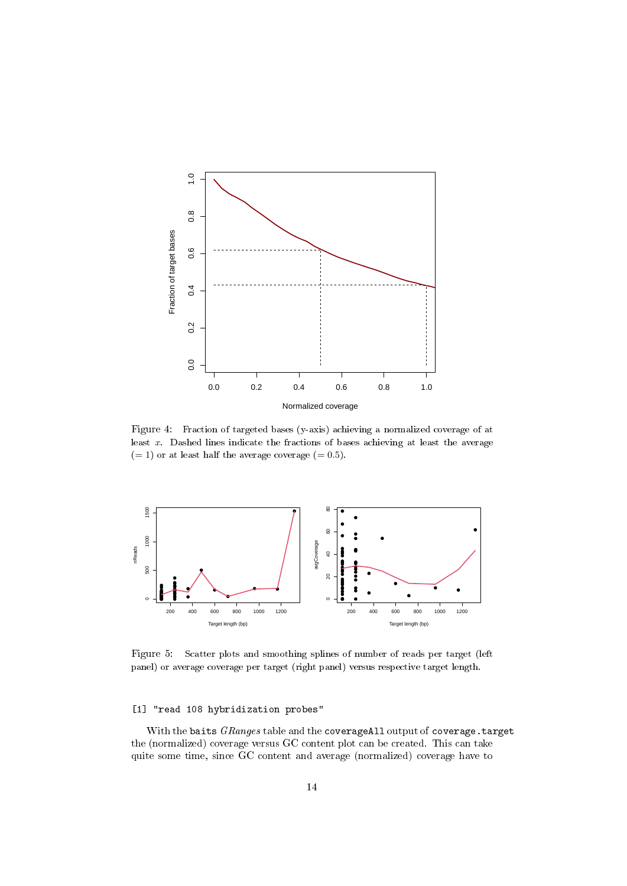Figure 4: Fraction of targeted bases (y-axis) achieving a normalized coverage of at least $x$. Dashed lines indicate the fractions of bases achieving at least the average ($= 1$) or at least half the average coverage ($= 0.5$).

Figure 5: Scatter plots and smoothing splines of number of reads per target (left panel) or average coverage per target (right panel) versus respective target length.

```
[1] "read 108 hybridization probes"
```

With the `baits` *GRanges* table and the `coverageAll` output of `coverage.target` the (normalized) coverage versus GC content plot can be created. This can take quite some time, since GC content and average (normalized) coverage have to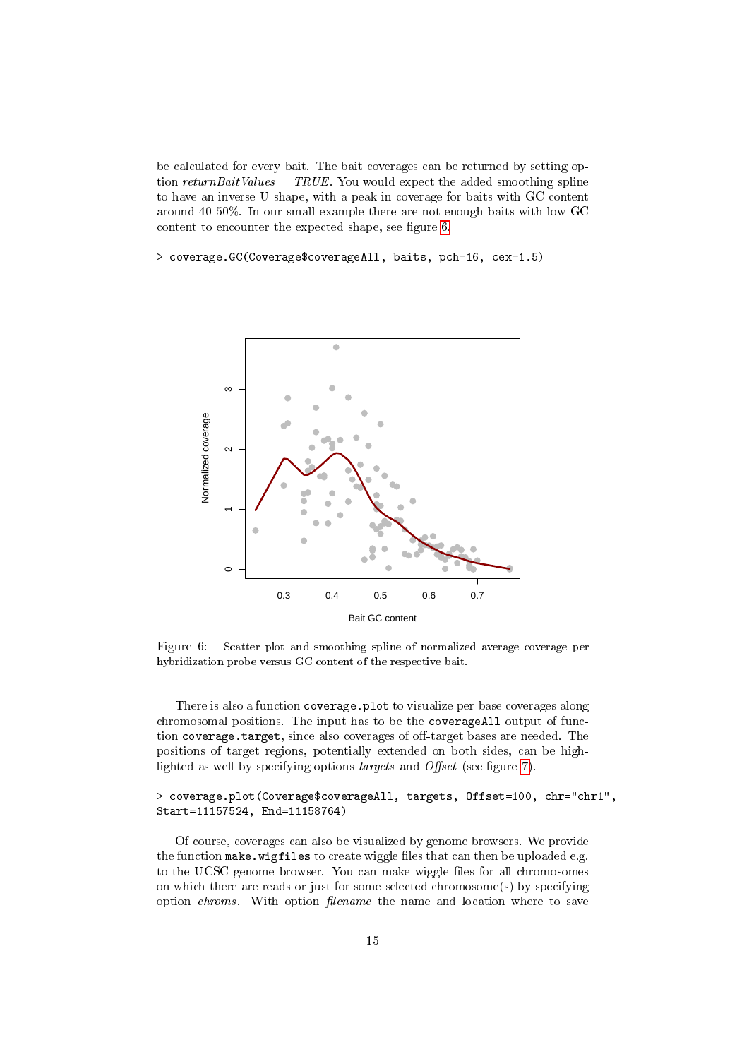be calculated for every bait. The bait coverages can be returned by setting option *returnBaitValues = TRUE*. You would expect the added smoothing spline to have an inverse U-shape, with a peak in coverage for baits with GC content around 40-50%. In our small example there are not enough baits with low GC content to encounter the expected shape, see figure 6.

```
> coverage.GC(Coverage$coverageAll, baits, pch=16, cex=1.5)
```

Figure 6: Scatter plot and smoothing spline of normalized average coverage per hybridization probe versus GC content of the respective bait.

There is also a function `coverage.plot` to visualize per-base coverages along chromosomal positions. The input has to be the `coverageAll` output of function `coverage.target`, since also coverages of off-target bases are needed. The positions of target regions, potentially extended on both sides, can be highlighted as well by specifying options *targets* and *Offset* (see figure 7).

```
> coverage.plot(Coverage$coverageAll, targets, Offset=100, chr="chr1",
Start=11157524, End=11158764)
```

Of course, coverages can also be visualized by genome browsers. We provide the function `make.wigfiles` to create wiggle files that can then be uploaded e.g. to the UCSC genome browser. You can make wiggle files for all chromosomes on which there are reads or just for some selected chromosome(s) by specifying option *chroms*. With option *filename* the name and location where to save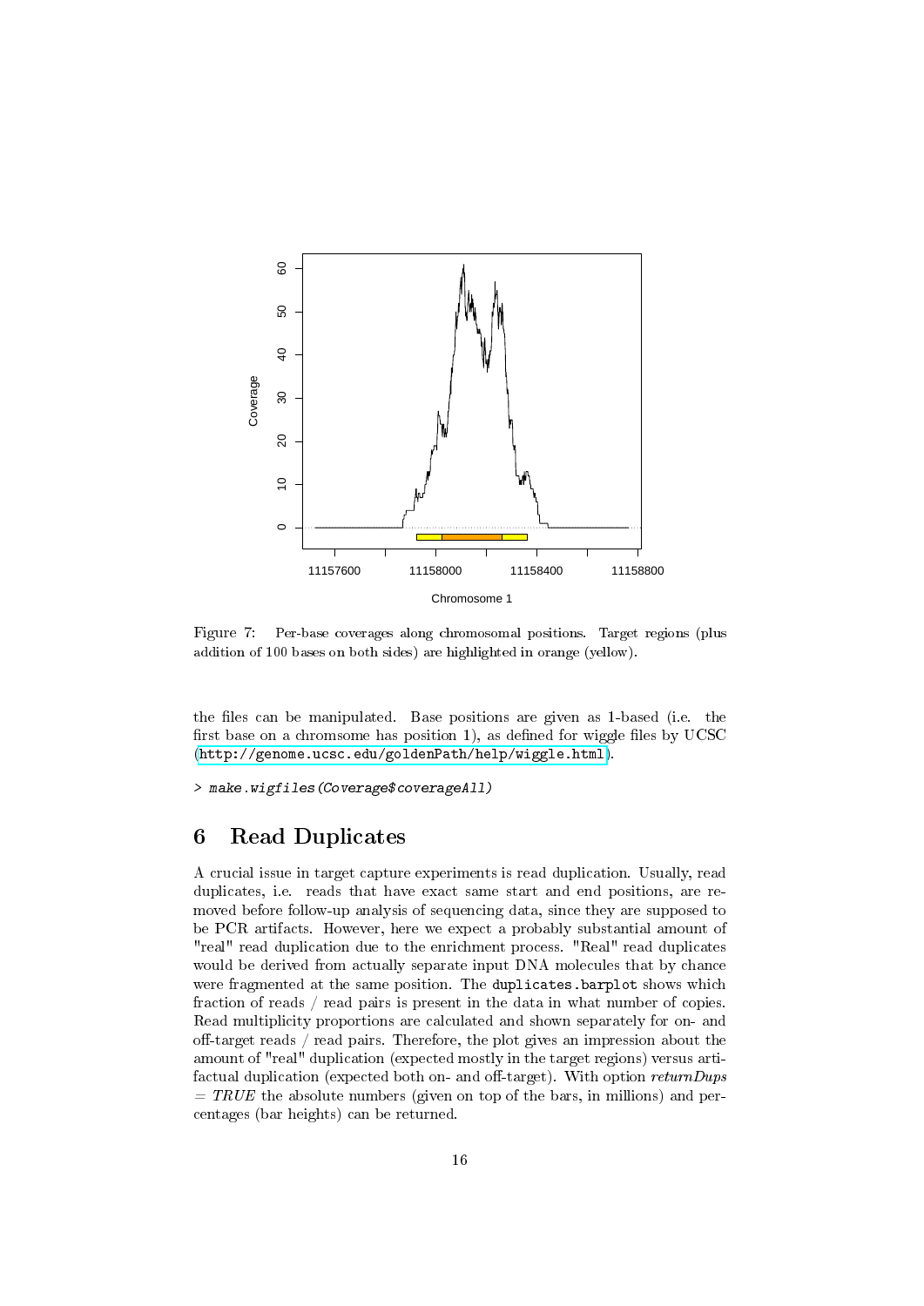Figure 7: Per-base coverages along chromosomal positions. Target regions (plus addition of 100 bases on both sides) are highlighted in orange (yellow).

the files can be manipulated. Base positions are given as 1-based (i.e. the first base on a chromsome has position 1), as defined for wiggle files by UCSC (http://genome.ucsc.edu/goldenPath/help/wiggle.html).

```
> make.wigfiles(Coverage$coverageAll)
```

# 6 Read Duplicates

A crucial issue in target capture experiments is read duplication. Usually, read duplicates, i.e. reads that have exact same start and end positions, are removed before follow-up analysis of sequencing data, since they are supposed to be PCR artifacts. However, here we expect a probably substantial amount of "real" read duplication due to the enrichment process. "Real" read duplicates would be derived from actually separate input DNA molecules that by chance were fragmented at the same position. The `duplicates.barplot` shows which fraction of reads / read pairs is present in the data in what number of copies. Read multiplicity proportions are calculated and shown separately for on- and off-target reads / read pairs. Therefore, the plot gives an impression about the amount of "real" duplication (expected mostly in the target regions) versus artifactual duplication (expected both on- and off-target). With option *returnDups = TRUE* the absolute numbers (given on top of the bars, in millions) and percentages (bar heights) can be returned.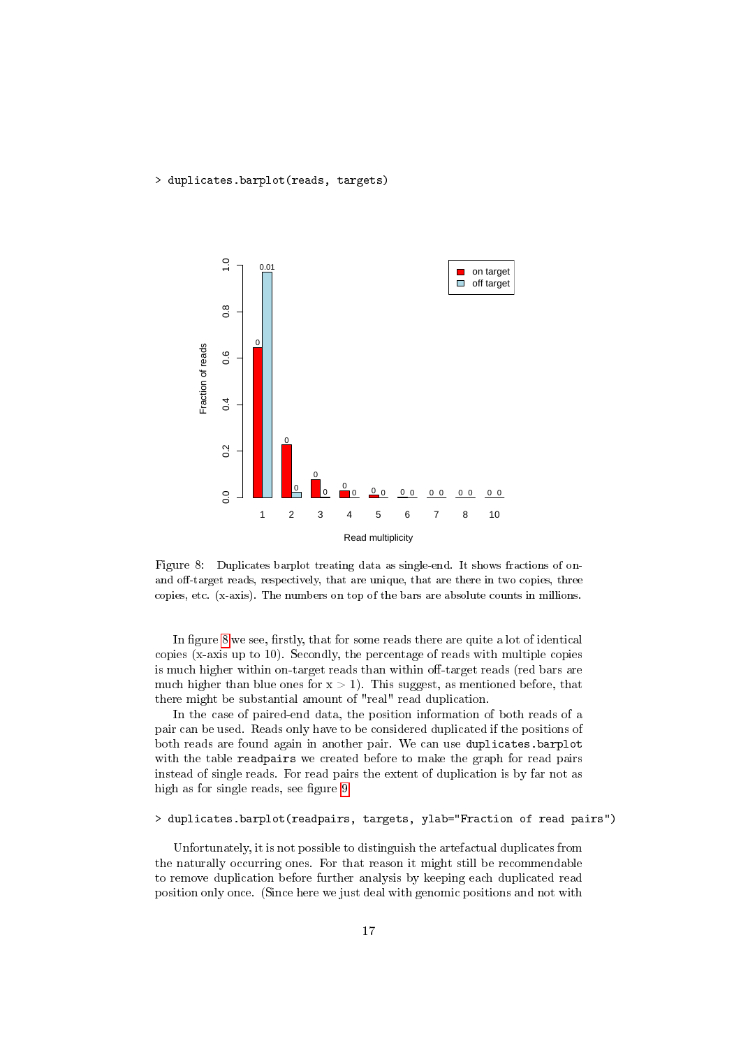```
> duplicates.barplot(reads, targets)
```

Figure 8: Duplicates barplot treating data as single-end. It shows fractions of on- and off-target reads, respectively, that are unique, that are there in two copies, three copies, etc. (x-axis). The numbers on top of the bars are absolute counts in millions.

In figure 8 we see, firstly, that for some reads there are quite a lot of identical copies (x-axis up to 10). Secondly, the percentage of reads with multiple copies is much higher within on-target reads than within off-target reads (red bars are much higher than blue ones for $x > 1$). This suggest, as mentioned before, that there might be substantial amount of "real" read duplication.

In the case of paired-end data, the position information of both reads of a pair can be used. Reads only have to be considered duplicated if the positions of both reads are found again in another pair. We can use `duplicates.barplot` with the table `readpairs` we created before to make the graph for read pairs instead of single reads. For read pairs the extent of duplication is by far not as high as for single reads, see figure 9.

```
> duplicates.barplot(readpairs, targets, ylab="Fraction of read pairs")
```

Unfortunately, it is not possible to distinguish the artefactual duplicates from the naturally occurring ones. For that reason it might still be recommendable to remove duplication before further analysis by keeping each duplicated read position only once. (Since here we just deal with genomic positions and not with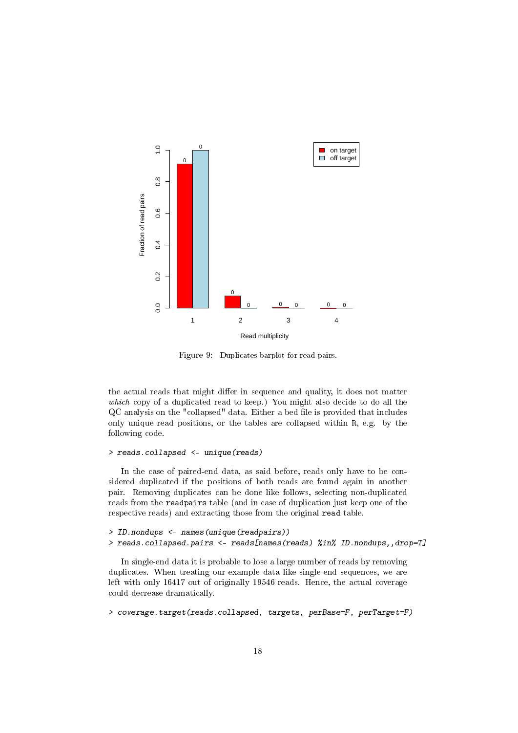Figure 9: Duplicates barplot for read pairs.

the actual reads that might differ in sequence and quality, it does not matter *which* copy of a duplicated read to keep.) You might also decide to do all the QC analysis on the "collapsed" data. Either a bed file is provided that includes only unique read positions, or the tables are collapsed within R, e.g. by the following code.

```
> reads.collapsed <- unique(reads)
```

In the case of paired-end data, as said before, reads only have to be considered duplicated if the positions of both reads are found again in another pair. Removing duplicates can be done like follows, selecting non-duplicated reads from the `readpairs` table (and in case of duplication just keep one of the respective reads) and extracting those from the original `read` table.

```
> ID.nondups <- names(unique(readpairs))
> reads.collapsed.pairs <- reads[names(reads) %in% ID.nondups,,drop=T]
```

In single-end data it is probable to lose a large number of reads by removing duplicates. When treating our example data like single-end sequences, we are left with only 16417 out of originally 19546 reads. Hence, the actual coverage could decrease dramatically.

```
> coverage.target(reads.collapsed, targets, perBase=F, perTarget=F)
```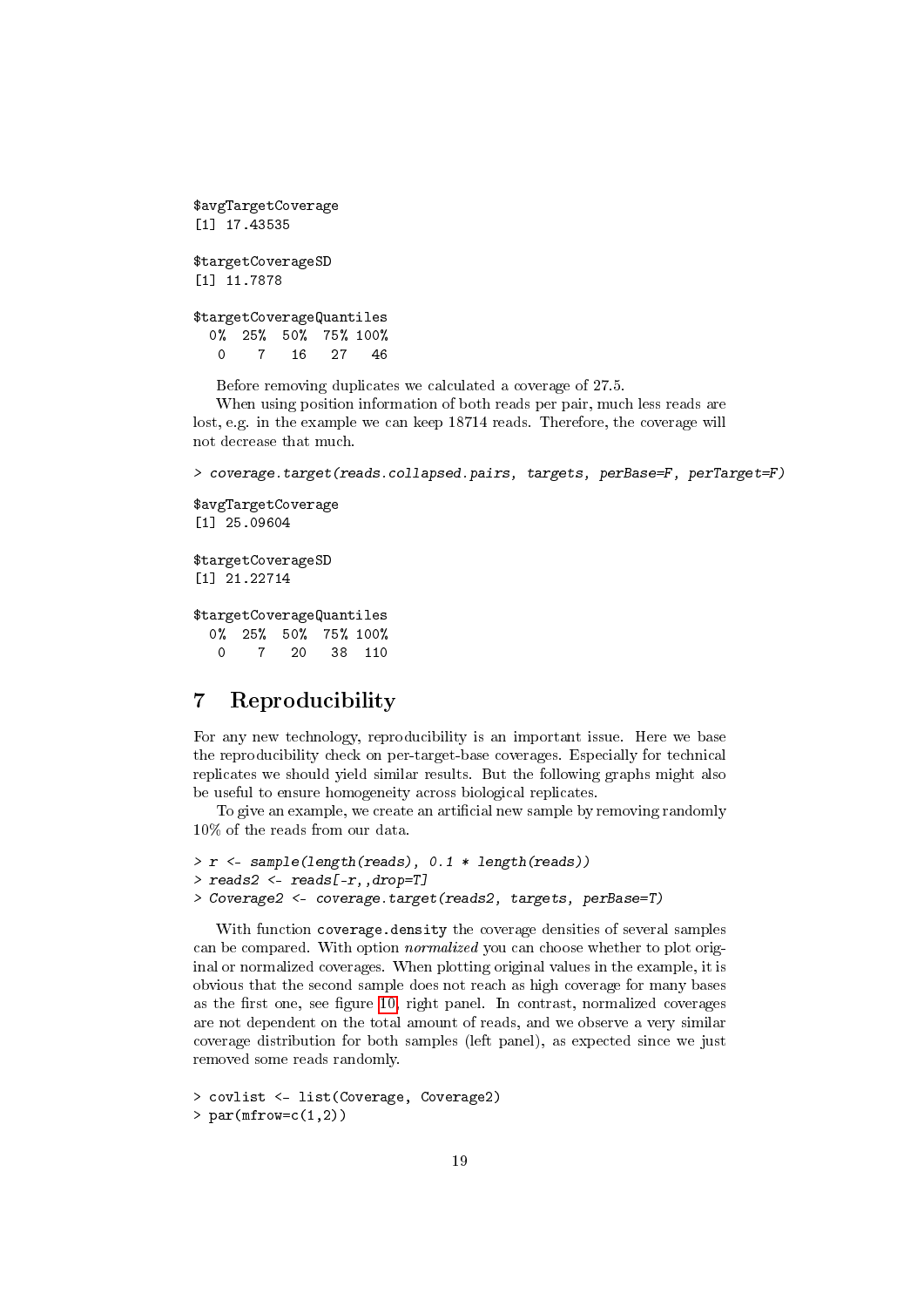```
$avgTargetCoverage
[1] 17.43535

$targetCoverageSD
[1] 11.7878

$targetCoverageQuantiles
  0%  25%  50%  75% 100%
   0    7   16   27   46
```

Before removing duplicates we calculated a coverage of 27.5.

When using position information of both reads per pair, much less reads are lost, e.g. in the example we can keep 18714 reads. Therefore, the coverage will not decrease that much.

```
> coverage.target(reads.collapsed.pairs, targets, perBase=F, perTarget=F)

$avgTargetCoverage
[1] 25.09604

$targetCoverageSD
[1] 21.22714

$targetCoverageQuantiles
  0%  25%  50%  75% 100%
   0    7   20   38  110
```

# 7 Reproducibility

For any new technology, reproducibility is an important issue. Here we base the reproducibility check on per-target-base coverages. Especially for technical replicates we should yield similar results. But the following graphs might also be useful to ensure homogeneity across biological replicates.

To give an example, we create an artificial new sample by removing randomly 10% of the reads from our data.

```
> r <- sample(length(reads), 0.1 * length(reads))
> reads2 <- reads[-r,,drop=T]
> Coverage2 <- coverage.target(reads2, targets, perBase=T)
```

With function `coverage.density` the coverage densities of several samples can be compared. With option *normalized* you can choose whether to plot original or normalized coverages. When plotting original values in the example, it is obvious that the second sample does not reach as high coverage for many bases as the first one, see figure 10, right panel. In contrast, normalized coverages are not dependent on the total amount of reads, and we observe a very similar coverage distribution for both samples (left panel), as expected since we just removed some reads randomly.

```
> covlist <- list(Coverage, Coverage2)
> par(mfrow=c(1,2))
```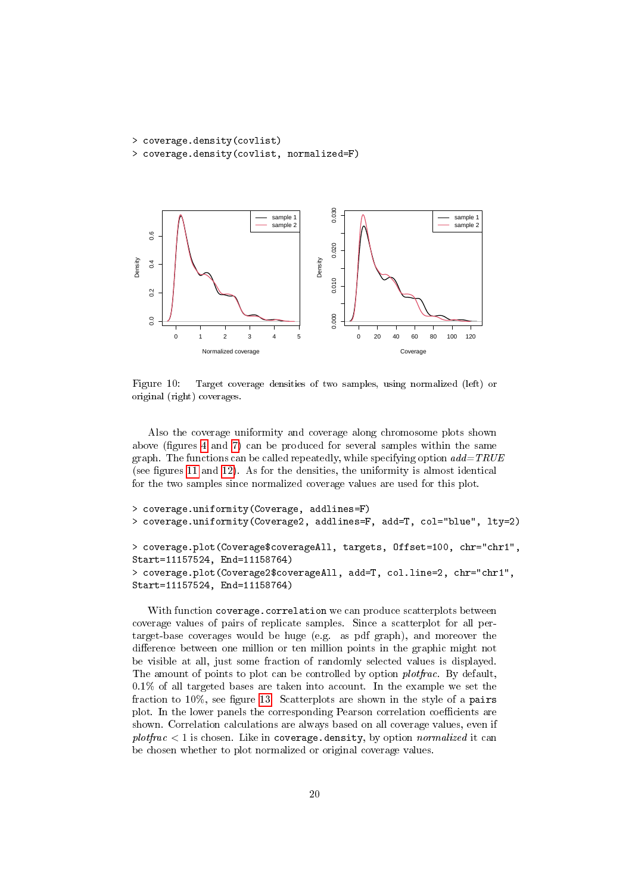```
> coverage.density(covlist)
> coverage.density(covlist, normalized=F)
```

Figure 10: Target coverage densities of two samples, using normalized (left) or original (right) coverages.

Also the coverage uniformity and coverage along chromosome plots shown above (figures 4 and 7) can be produced for several samples within the same graph. The functions can be called repeatedly, while specifying option *add=TRUE* (see figures 11 and 12). As for the densities, the uniformity is almost identical for the two samples since normalized coverage values are used for this plot.

```
> coverage.uniformity(Coverage, addlines=F)
> coverage.uniformity(Coverage2, addlines=F, add=T, col="blue", lty=2)

> coverage.plot(Coverage$coverageAll, targets, Offset=100, chr="chr1",
Start=11157524, End=11158764)
> coverage.plot(Coverage2$coverageAll, add=T, col.line=2, chr="chr1",
Start=11157524, End=11158764)
```

With function `coverage.correlation` we can produce scatterplots between coverage values of pairs of replicate samples. Since a scatterplot for all per-target-base coverages would be huge (e.g. as pdf graph), and moreover the difference between one million or ten million points in the graphic might not be visible at all, just some fraction of randomly selected values is displayed. The amount of points to plot can be controlled by option *plotfrac*. By default, 0.1% of all targeted bases are taken into account. In the example we set the fraction to 10%, see figure 13. Scatterplots are shown in the style of a `pairs` plot. In the lower panels the corresponding Pearson correlation coefficients are shown. Correlation calculations are always based on all coverage values, even if *plotfrac* $< 1$ is chosen. Like in `coverage.density`, by option *normalized* it can be chosen whether to plot normalized or original coverage values.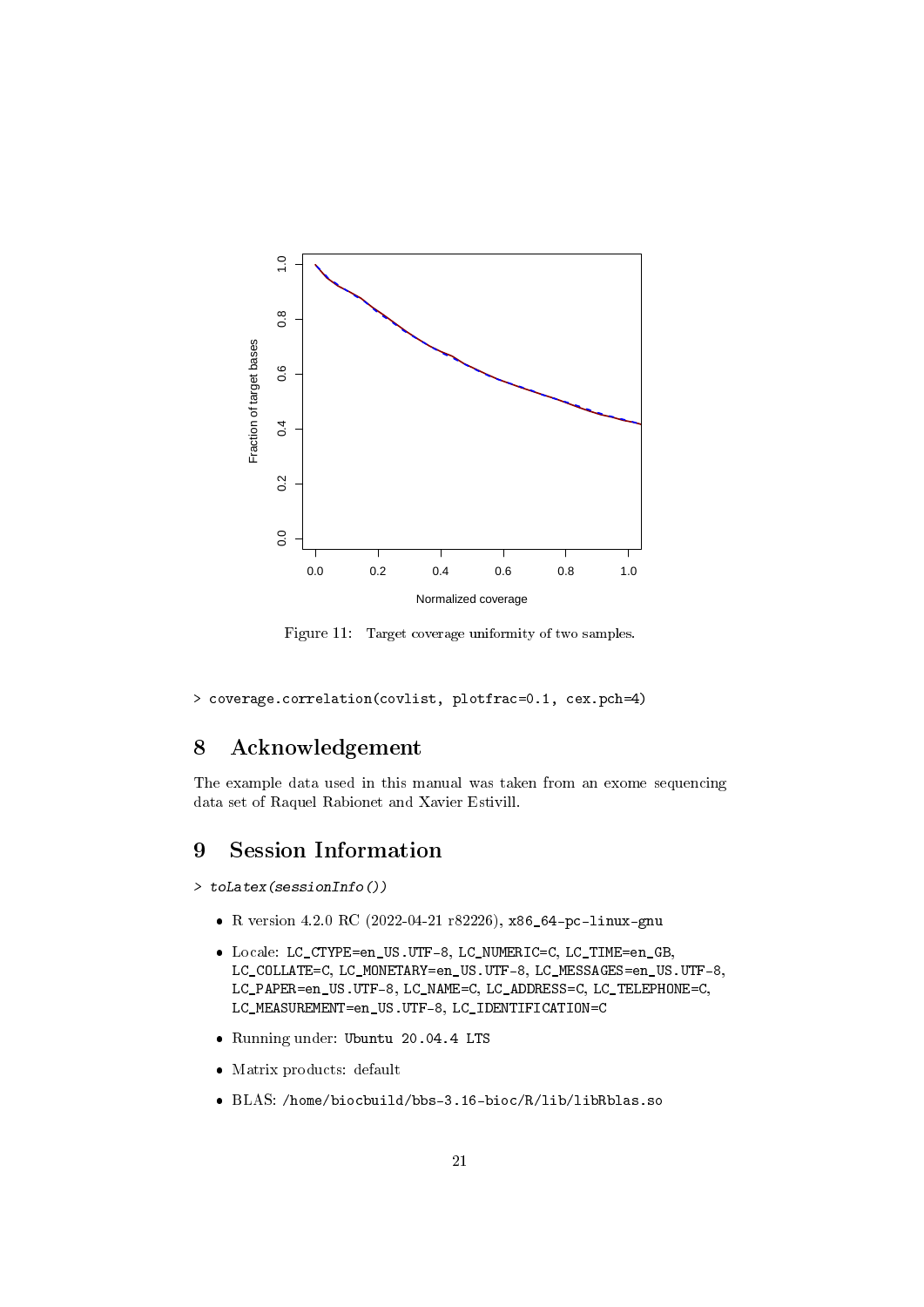Figure 11: Target coverage uniformity of two samples.

```
> coverage.correlation(covlist, plotfrac=0.1, cex.pch=4)
```

# 8 Acknowledgement

The example data used in this manual was taken from an exome sequencing data set of Raquel Rabionet and Xavier Estivill.

# 9 Session Information

```
> toLatex(sessionInfo())
```

- R version 4.2.0 RC (2022-04-21 r82226), x86_64-pc-linux-gnu
- Locale: LC_CTYPE=en_US.UTF-8, LC_NUMERIC=C, LC_TIME=en_GB, LC_COLLATE=C, LC_MONETARY=en_US.UTF-8, LC_MESSAGES=en_US.UTF-8, LC_PAPER=en_US.UTF-8, LC_NAME=C, LC_ADDRESS=C, LC_TELEPHONE=C, LC_MEASUREMENT=en_US.UTF-8, LC_IDENTIFICATION=C
- Running under: Ubuntu 20.04.4 LTS
- Matrix products: default
- BLAS: /home/biocbuild/bbs-3.16-bioc/R/lib/libRblas.so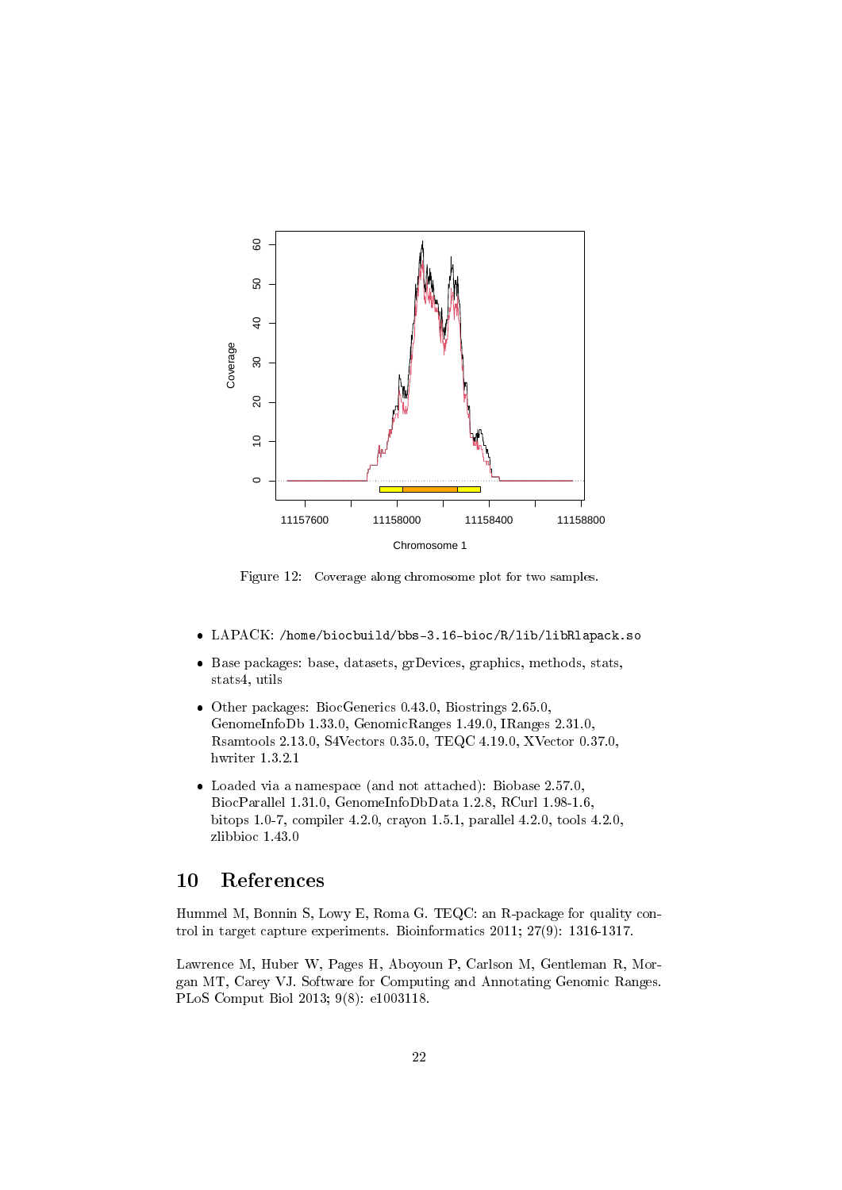Figure 12: Coverage along chromosome plot for two samples.

- LAPACK: `/home/biocbuild/bbs-3.16-bioc/R/lib/libRlapack.so`
- Base packages: base, datasets, grDevices, graphics, methods, stats, stats4, utils
- Other packages: BiocGenerics 0.43.0, Biostrings 2.65.0, GenomeInfoDb 1.33.0, GenomicRanges 1.49.0, IRanges 2.31.0, Rsamtools 2.13.0, S4Vectors 0.35.0, TEQC 4.19.0, XVector 0.37.0, hwriter 1.3.2.1
- Loaded via a namespace (and not attached): Biobase 2.57.0, BiocParallel 1.31.0, GenomeInfoDbData 1.2.8, RCurl 1.98-1.6, bitops 1.0-7, compiler 4.2.0, crayon 1.5.1, parallel 4.2.0, tools 4.2.0, zlibbioc 1.43.0

# 10 References

Hummel M, Bonnin S, Lowy E, Roma G. TEQC: an R-package for quality control in target capture experiments. Bioinformatics 2011; 27(9): 1316-1317.

Lawrence M, Huber W, Pages H, Aboyoun P, Carlson M, Gentleman R, Morgan MT, Carey VJ. Software for Computing and Annotating Genomic Ranges. PLoS Comput Biol 2013; 9(8): e1003118.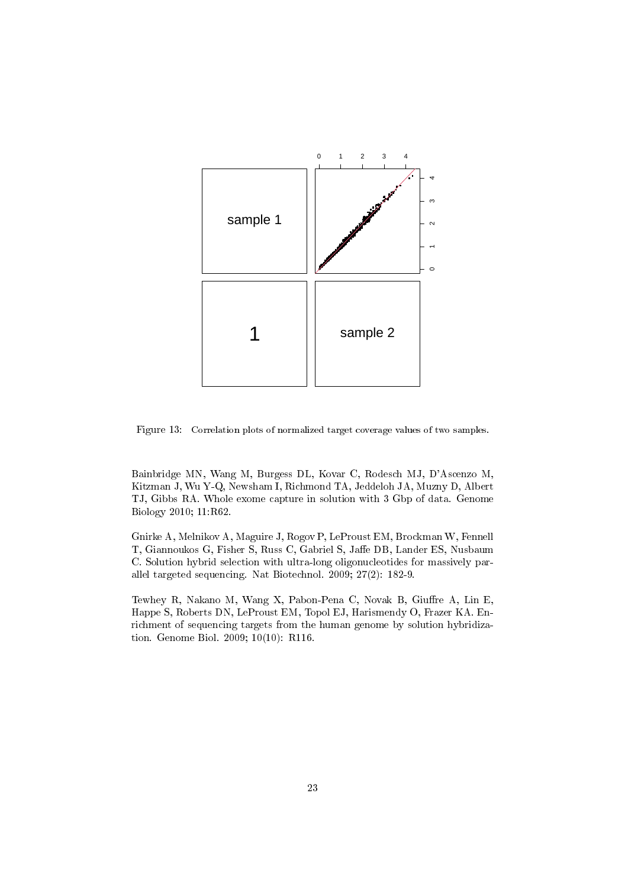0 1 2 3 4

sample 1

0 1 2 3 4

1

sample 2

Figure 13: Correlation plots of normalized target coverage values of two samples.

Bainbridge MN, Wang M, Burgess DL, Kovar C, Rodesch MJ, D'Ascenzo M, Kitzman J, Wu Y-Q, Newsham I, Richmond TA, Jeddeloh JA, Muzny D, Albert TJ, Gibbs RA. Whole exome capture in solution with 3 Gbp of data. Genome Biology 2010; 11:R62.

Gnirke A, Melnikov A, Maguire J, Rogov P, LeProust EM, Brockman W, Fennell T, Giannoukos G, Fisher S, Russ C, Gabriel S, Jaffe DB, Lander ES, Nusbaum C. Solution hybrid selection with ultra-long oligonucleotides for massively parallel targeted sequencing. Nat Biotechnol. 2009; 27(2): 182-9.

Tewhey R, Nakano M, Wang X, Pabon-Pena C, Novak B, Giuffre A, Lin E, Happe S, Roberts DN, LeProust EM, Topol EJ, Harismendy O, Frazer KA. Enrichment of sequencing targets from the human genome by solution hybridization. Genome Biol. 2009; 10(10): R116.